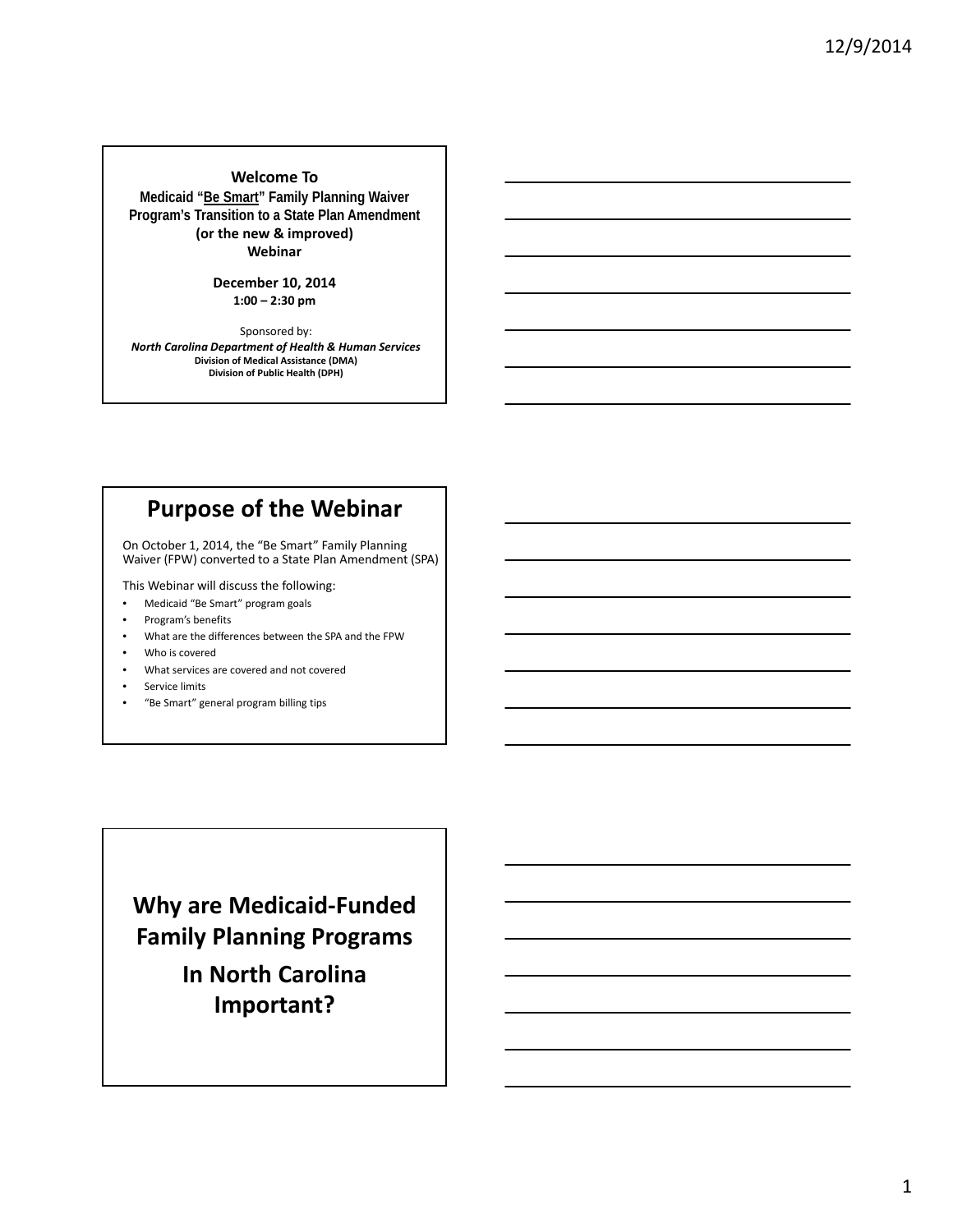**Welcome To**

**Medicaid "Be Smart" Family Planning Waiver Program's Transition to a State Plan Amendment (or the new & improved) Webinar**

**December 10, 2014**

**1:00 – 2:30 pm**

Sponsored by:

***North Carolina Department of Health & Human Services***

**Division of Medical Assistance (DMA)**

**Division of Public Health (DPH)**

# Purpose of the Webinar

On October 1, 2014, the "Be Smart" Family Planning Waiver (FPW) converted to a State Plan Amendment (SPA)

This Webinar will discuss the following:

- Medicaid "Be Smart" program goals
- Program's benefits
- What are the differences between the SPA and the FPW
- Who is covered
- What services are covered and not covered
- Service limits
- "Be Smart" general program billing tips

# Why are Medicaid-Funded Family Planning Programs In North Carolina Important?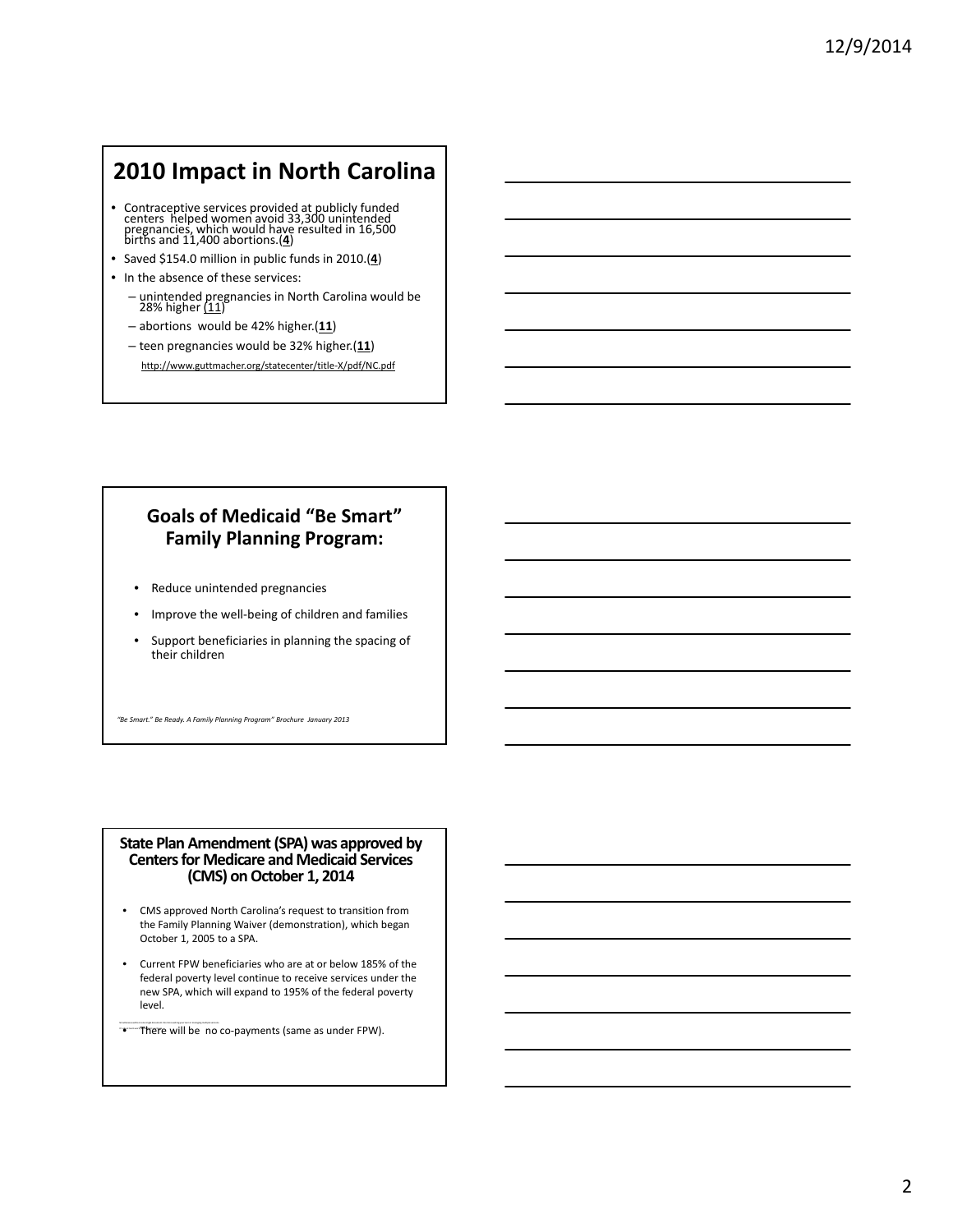## 2010 Impact in North Carolina

- Contraceptive services provided at publicly funded centers helped women avoid 33,300 unintended pregnancies, which would have resulted in 16,500 births and 11,400 abortions.(**4**)
- Saved $154.0 million in public funds in 2010.(**4**)
- In the absence of these services:
  - unintended pregnancies in North Carolina would be 28% higher (11)
  - abortions would be 42% higher.(**11**)
  - teen pregnancies would be 32% higher.(**11**)

http://www.guttmacher.org/statecenter/title-X/pdf/NC.pdf

## Goals of Medicaid "Be Smart" Family Planning Program:

- Reduce unintended pregnancies
- Improve the well-being of children and families
- Support beneficiaries in planning the spacing of their children

*"Be Smart." Be Ready. A Family Planning Program" Brochure January 2013*

## State Plan Amendment (SPA) was approved by Centers for Medicare and Medicaid Services (CMS) on October 1, 2014

- CMS approved North Carolina's request to transition from the Family Planning Waiver (demonstration), which began October 1, 2005 to a SPA.
- Current FPW beneficiaries who are at or below 185% of the federal poverty level continue to receive services under the new SPA, which will expand to 195% of the federal poverty level.
- There will be no co-payments (same as under FPW).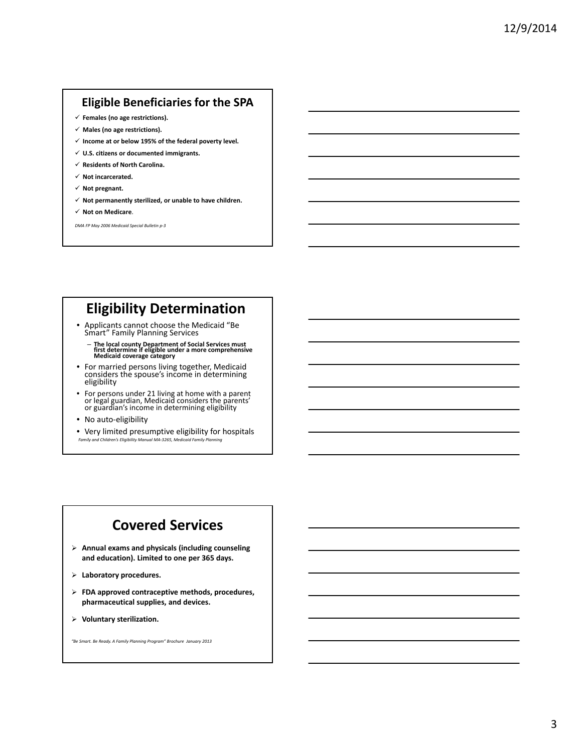## Eligible Beneficiaries for the SPA

- ✓ **Females (no age restrictions).**
- ✓ **Males (no age restrictions).**
- ✓ **Income at or below 195% of the federal poverty level.**
- ✓ **U.S. citizens or documented immigrants.**
- ✓ **Residents of North Carolina.**
- ✓ **Not incarcerated.**
- ✓ **Not pregnant.**
- ✓ **Not permanently sterilized, or unable to have children.**
- ✓ **Not on Medicare**.

*DMA FP May 2006 Medicaid Special Bulletin p-3*

## Eligibility Determination

- Applicants cannot choose the Medicaid "Be Smart" Family Planning Services
  - **The local county Department of Social Services must first determine if eligible under a more comprehensive Medicaid coverage category**
- For married persons living together, Medicaid considers the spouse's income in determining eligibility
- For persons under 21 living at home with a parent or legal guardian, Medicaid considers the parents' or guardian's income in determining eligibility
- No auto-eligibility
- Very limited presumptive eligibility for hospitals

*Family and Children's Eligibility Manual MA-3265, Medicaid Family Planning*

## Covered Services

- **Annual exams and physicals (including counseling and education). Limited to one per 365 days.**
- **Laboratory procedures.**
- **FDA approved contraceptive methods, procedures, pharmaceutical supplies, and devices.**
- **Voluntary sterilization.**

*"Be Smart. Be Ready. A Family Planning Program" Brochure January 2013*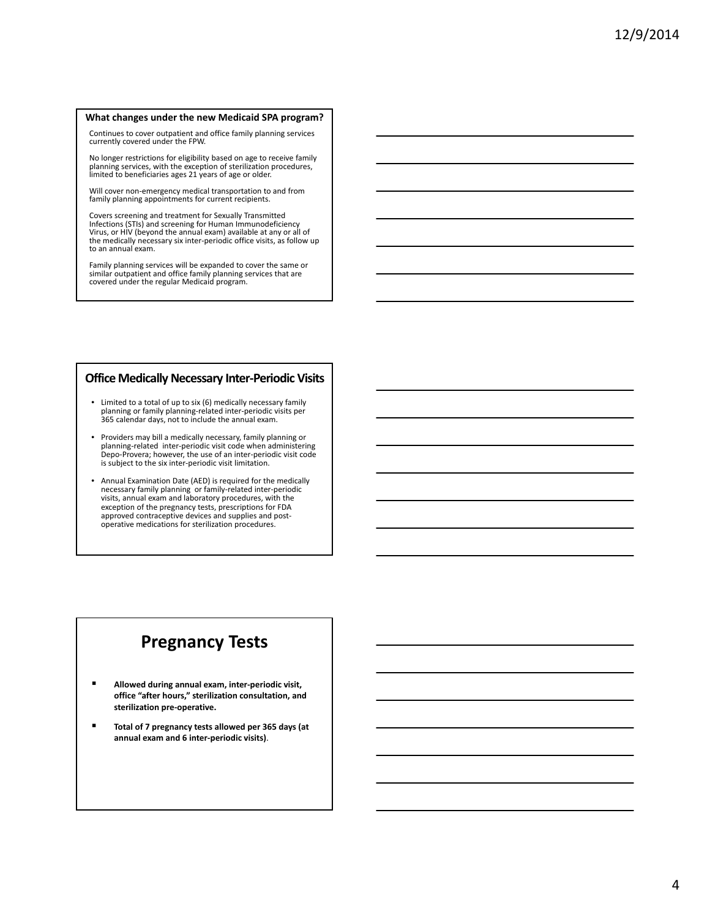### What changes under the new Medicaid SPA program?

Continues to cover outpatient and office family planning services currently covered under the FPW.

No longer restrictions for eligibility based on age to receive family planning services, with the exception of sterilization procedures, limited to beneficiaries ages 21 years of age or older.

Will cover non-emergency medical transportation to and from family planning appointments for current recipients.

Covers screening and treatment for Sexually Transmitted Infections (STIs) and screening for Human Immunodeficiency Virus, or HIV (beyond the annual exam) available at any or all of the medically necessary six inter-periodic office visits, as follow up to an annual exam.

Family planning services will be expanded to cover the same or similar outpatient and office family planning services that are covered under the regular Medicaid program.

### Office Medically Necessary Inter-Periodic Visits

- Limited to a total of up to six (6) medically necessary family planning or family planning-related inter-periodic visits per 365 calendar days, not to include the annual exam.
- Providers may bill a medically necessary, family planning or planning-related inter-periodic visit code when administering Depo-Provera; however, the use of an inter-periodic visit code is subject to the six inter-periodic visit limitation.
- Annual Examination Date (AED) is required for the medically necessary family planning or family-related inter-periodic visits, annual exam and laboratory procedures, with the exception of the pregnancy tests, prescriptions for FDA approved contraceptive devices and supplies and post-operative medications for sterilization procedures.

## Pregnancy Tests

- **Allowed during annual exam, inter-periodic visit, office "after hours," sterilization consultation, and sterilization pre-operative.**
- **Total of 7 pregnancy tests allowed per 365 days (at annual exam and 6 inter-periodic visits)**.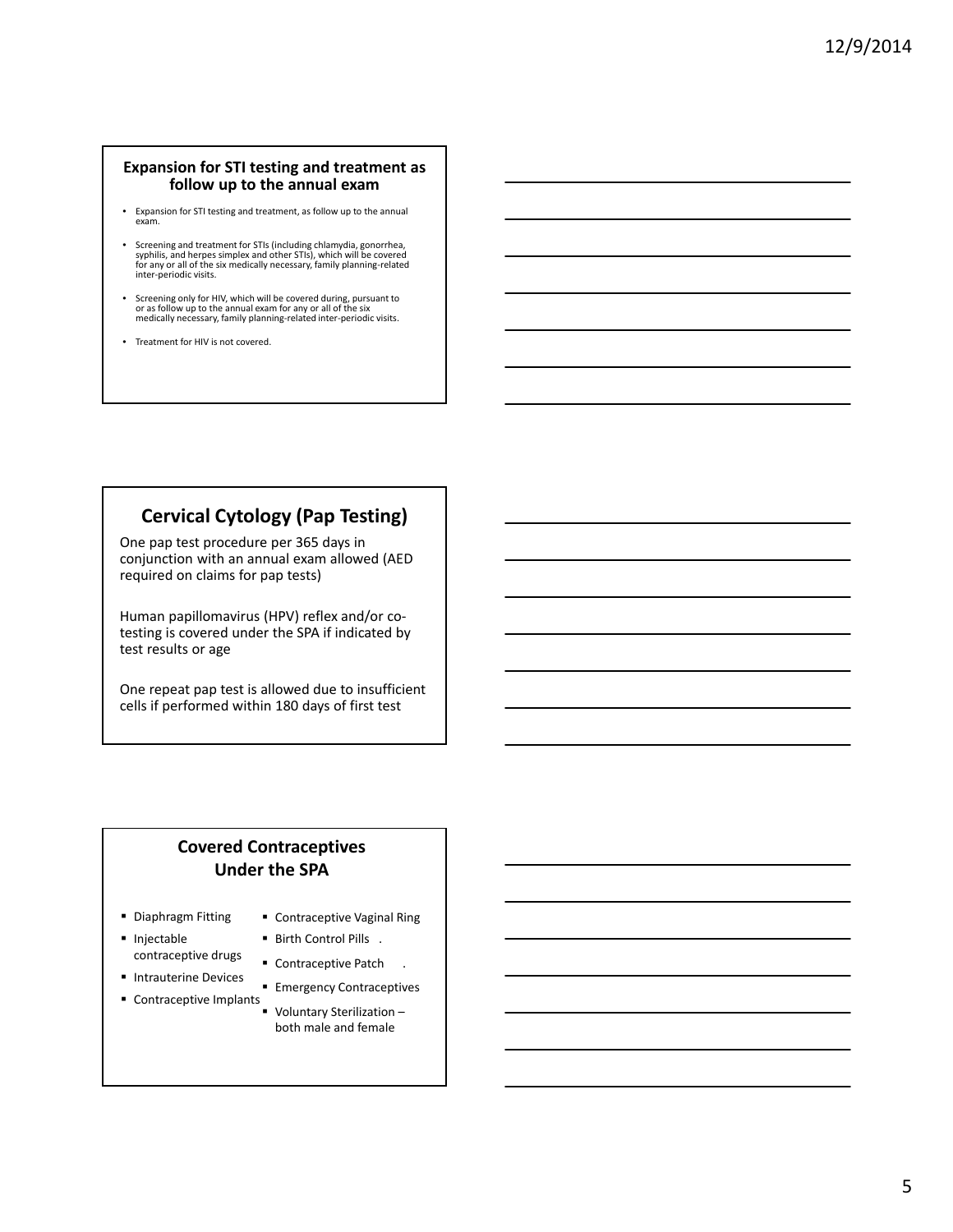## Expansion for STI testing and treatment as follow up to the annual exam

- Expansion for STI testing and treatment, as follow up to the annual exam.
- Screening and treatment for STIs (including chlamydia, gonorrhea, syphilis, and herpes simplex and other STIs), which will be covered for any or all of the six medically necessary, family planning-related inter-periodic visits.
- Screening only for HIV, which will be covered during, pursuant to or as follow up to the annual exam for any or all of the six medically necessary, family planning-related inter-periodic visits.
- Treatment for HIV is not covered.

## Cervical Cytology (Pap Testing)

One pap test procedure per 365 days in conjunction with an annual exam allowed (AED required on claims for pap tests)

Human papillomavirus (HPV) reflex and/or co-testing is covered under the SPA if indicated by test results or age

One repeat pap test is allowed due to insufficient cells if performed within 180 days of first test

## Covered Contraceptives Under the SPA

- Diaphragm Fitting
- Injectable contraceptive drugs
- Intrauterine Devices
- Contraceptive Implants
- Contraceptive Vaginal Ring
- Birth Control Pills .
- Contraceptive Patch .
- Emergency Contraceptives
- Voluntary Sterilization – both male and female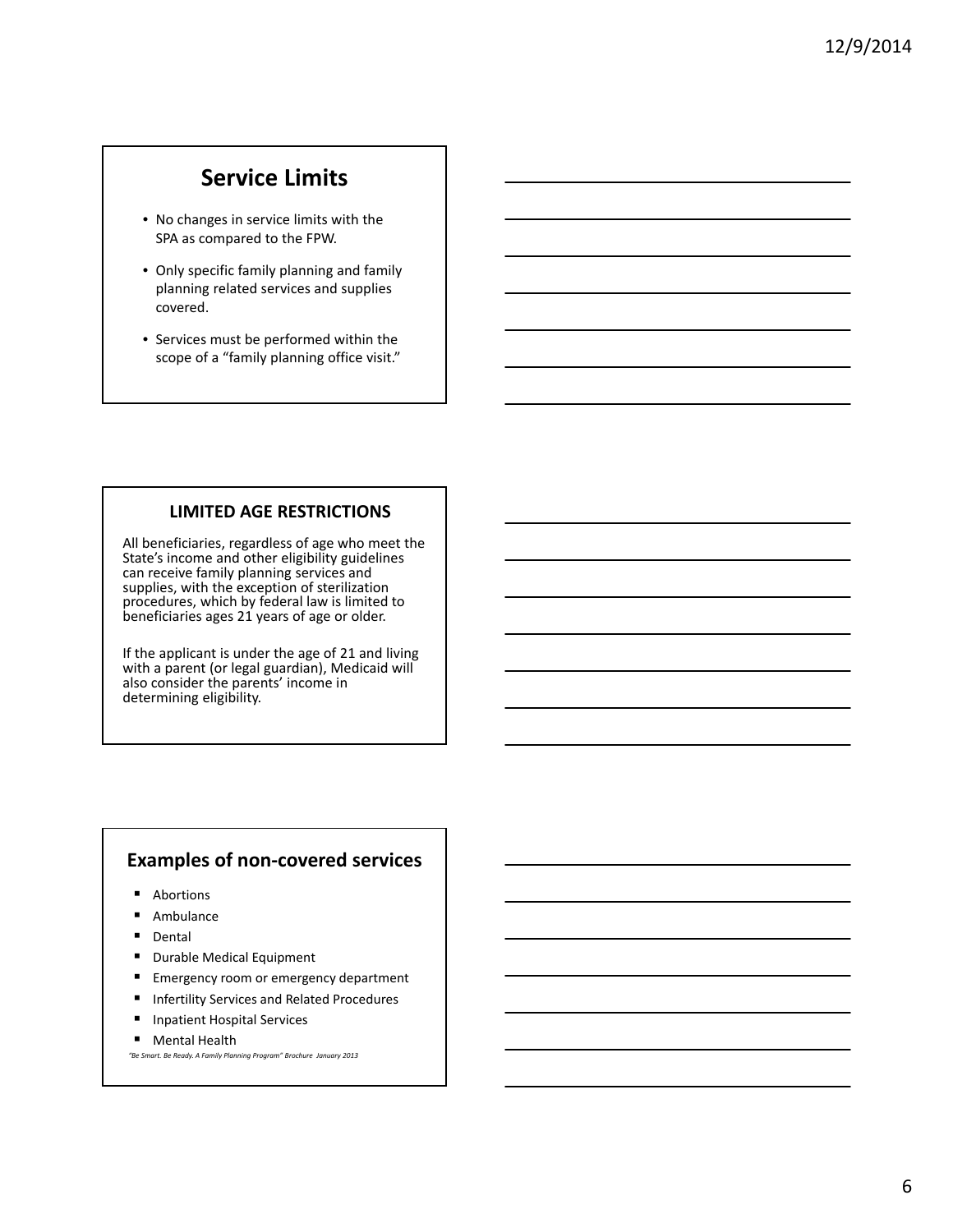## Service Limits

- No changes in service limits with the SPA as compared to the FPW.
- Only specific family planning and family planning related services and supplies covered.
- Services must be performed within the scope of a "family planning office visit."

## LIMITED AGE RESTRICTIONS

All beneficiaries, regardless of age who meet the State's income and other eligibility guidelines can receive family planning services and supplies, with the exception of sterilization procedures, which by federal law is limited to beneficiaries ages 21 years of age or older.

If the applicant is under the age of 21 and living with a parent (or legal guardian), Medicaid will also consider the parents' income in determining eligibility.

## Examples of non-covered services

- Abortions
- Ambulance
- Dental
- Durable Medical Equipment
- Emergency room or emergency department
- Infertility Services and Related Procedures
- Inpatient Hospital Services
- Mental Health

*"Be Smart. Be Ready. A Family Planning Program" Brochure January 2013*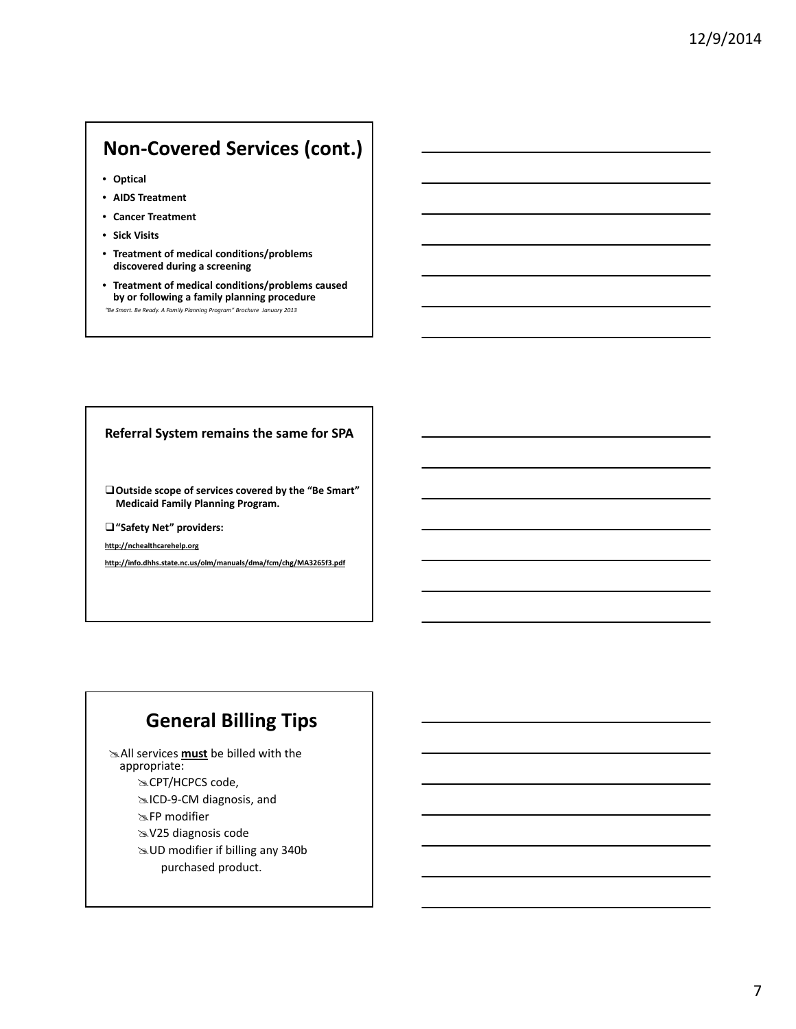## Non-Covered Services (cont.)

- **Optical**
- **AIDS Treatment**
- **Cancer Treatment**
- **Sick Visits**
- **Treatment of medical conditions/problems discovered during a screening**
- **Treatment of medical conditions/problems caused by or following a family planning procedure**

*"Be Smart. Be Ready. A Family Planning Program" Brochure January 2013*

**Referral System remains the same for SPA**

- **Outside scope of services covered by the "Be Smart" Medicaid Family Planning Program.**
- **"Safety Net" providers:**

**http://nchealthcarehelp.org**

**http://info.dhhs.state.nc.us/olm/manuals/dma/fcm/chg/MA3265f3.pdf**

## General Billing Tips

- All services **must** be billed with the appropriate:
  - CPT/HCPCS code,
  - ICD-9-CM diagnosis, and
  - FP modifier
  - V25 diagnosis code
  - UD modifier if billing any 340b purchased product.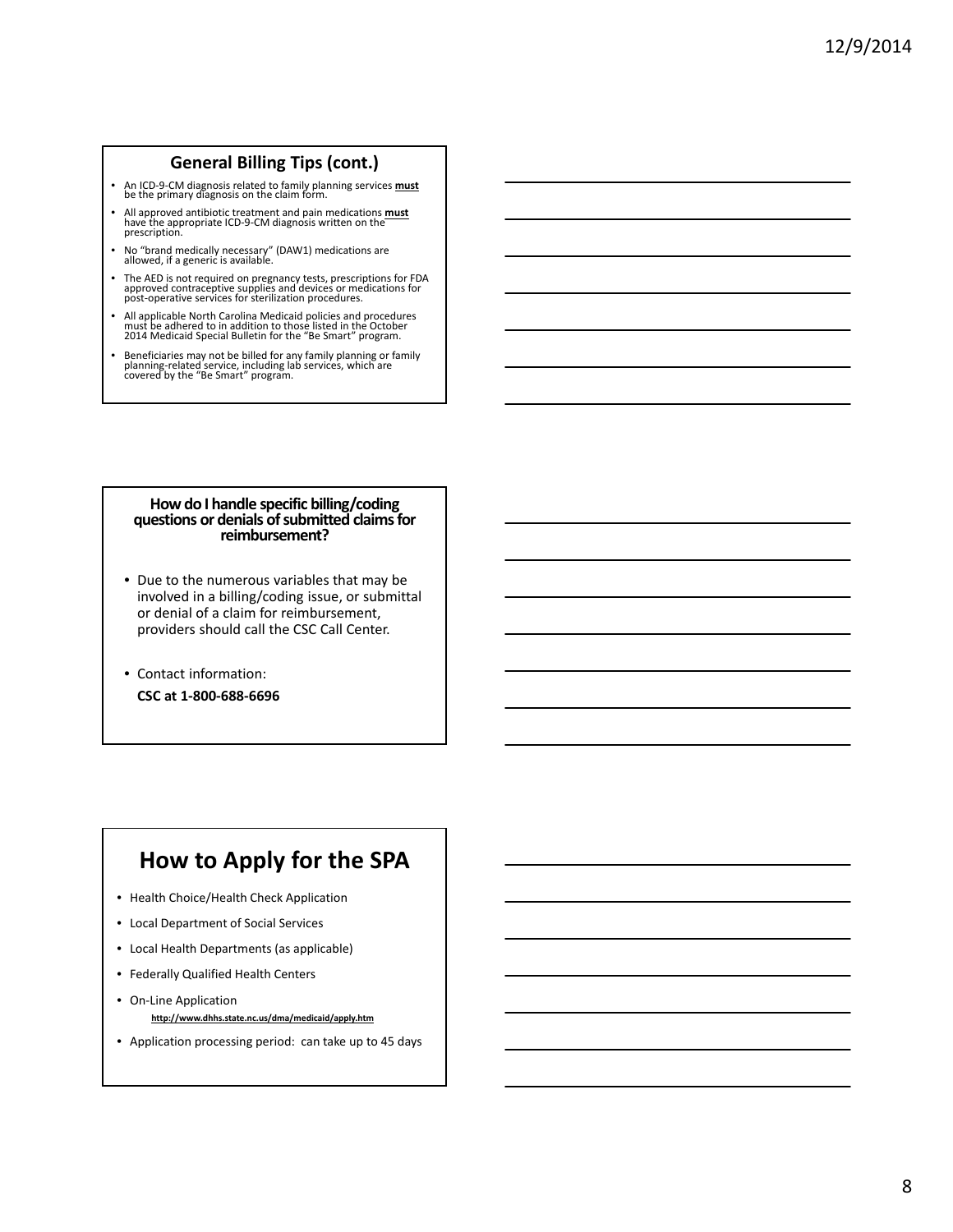## General Billing Tips (cont.)

- An ICD-9-CM diagnosis related to family planning services **must** be the primary diagnosis on the claim form.
- All approved antibiotic treatment and pain medications **must** have the appropriate ICD-9-CM diagnosis written on the prescription.
- No "brand medically necessary" (DAW1) medications are allowed, if a generic is available.
- The AED is not required on pregnancy tests, prescriptions for FDA approved contraceptive supplies and devices or medications for post-operative services for sterilization procedures.
- All applicable North Carolina Medicaid policies and procedures must be adhered to in addition to those listed in the October 2014 Medicaid Special Bulletin for the "Be Smart" program.
- Beneficiaries may not be billed for any family planning or family planning-related service, including lab services, which are covered by the "Be Smart" program.

## How do I handle specific billing/coding questions or denials of submitted claims for reimbursement?

- Due to the numerous variables that may be involved in a billing/coding issue, or submittal or denial of a claim for reimbursement, providers should call the CSC Call Center.
- Contact information:
  **CSC at 1-800-688-6696**

## How to Apply for the SPA

- Health Choice/Health Check Application
- Local Department of Social Services
- Local Health Departments (as applicable)
- Federally Qualified Health Centers
- On-Line Application
  **http://www.dhhs.state.nc.us/dma/medicaid/apply.htm**
- Application processing period: can take up to 45 days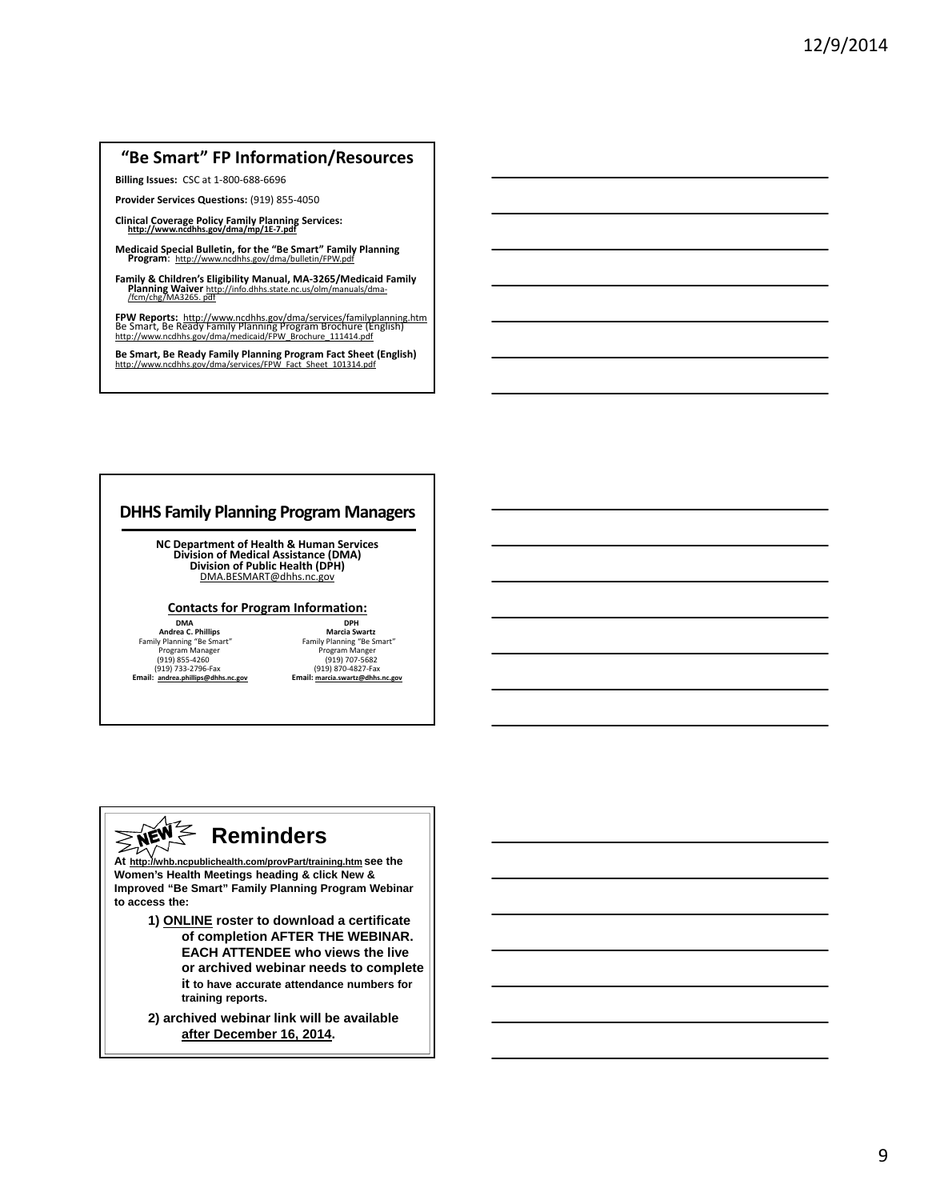## “Be Smart” FP Information/Resources

**Billing Issues:** CSC at 1-800-688-6696

**Provider Services Questions:** (919) 855-4050

**Clinical Coverage Policy Family Planning Services:** **http://www.ncdhhs.gov/dma/mp/1E-7.pdf**

**Medicaid Special Bulletin, for the “Be Smart” Family Planning Program**: http://www.ncdhhs.gov/dma/bulletin/FPW.pdf

**Family & Children’s Eligibility Manual, MA-3265/Medicaid Family Planning Waiver** http://info.dhhs.state.nc.us/olm/manuals/dma-/fcm/chg/MA3265. pdf

**FPW Reports:** http://www.ncdhhs.gov/dma/services/familyplanning.htm
Be Smart, Be Ready Family Planning Program Brochure (English) http://www.ncdhhs.gov/dma/medicaid/FPW_Brochure_111414.pdf

**Be Smart, Be Ready Family Planning Program Fact Sheet (English)** http://www.ncdhhs.gov/dma/services/FPW_Fact_Sheet_101314.pdf

## DHHS Family Planning Program Managers

**NC Department of Health & Human Services**
**Division of Medical Assistance (DMA)**
**Division of Public Health (DPH)**
DMA.BESMART@dhhs.nc.gov

**Contacts for Program Information:**

**DMA**
**Andrea C. Phillips**
Family Planning “Be Smart” Program Manager
(919) 855-4260
(919) 733-2796-Fax
**Email: andrea.phillips@dhhs.nc.gov**

**DPH**
**Marcia Swartz**
Family Planning “Be Smart” Program Manger
(919) 707-5682
(919) 870-4827-Fax
**Email: marcia.swartz@dhhs.nc.gov**

## NEW Reminders

**At http://whb.ncpublichealth.com/provPart/training.htm see the Women’s Health Meetings heading & click New & Improved “Be Smart” Family Planning Program Webinar to access the:**

1) **ONLINE roster to download a certificate of completion AFTER THE WEBINAR. EACH ATTENDEE who views the live or archived webinar needs to complete it to have accurate attendance numbers for training reports.**
2) **archived webinar link will be available after December 16, 2014.**